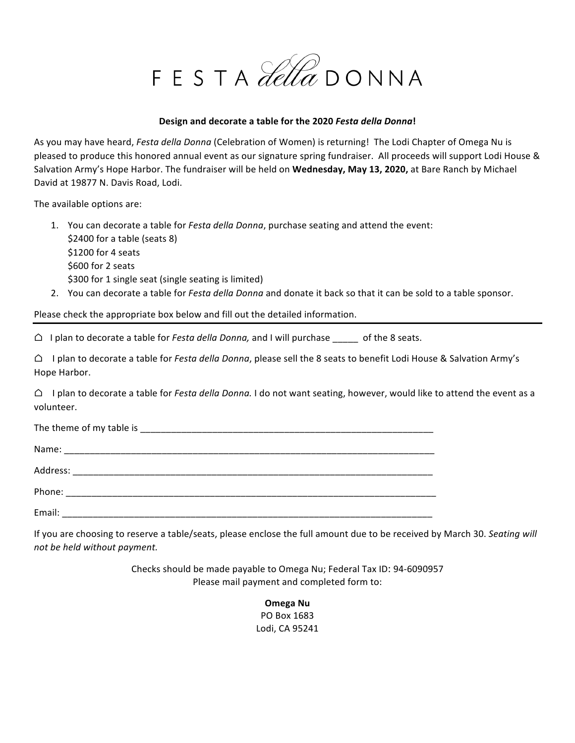# FESTA *della* DONNA

**Design and decorate a table for the 2020 *Festa della Donna*!**

As you may have heard, *Festa della Donna* (Celebration of Women) is returning! The Lodi Chapter of Omega Nu is pleased to produce this honored annual event as our signature spring fundraiser. All proceeds will support Lodi House & Salvation Army's Hope Harbor. The fundraiser will be held on **Wednesday, May 13, 2020,** at Bare Ranch by Michael David at 19877 N. Davis Road, Lodi.

The available options are:

1. You can decorate a table for *Festa della Donna*, purchase seating and attend the event:
   $2400 for a table (seats 8)
   $1200 for 4 seats
   $600 for 2 seats
   $300 for 1 single seat (single seating is limited)
2. You can decorate a table for *Festa della Donna* and donate it back so that it can be sold to a table sponsor.

Please check the appropriate box below and fill out the detailed information.

---

☐ I plan to decorate a table for *Festa della Donna,* and I will purchase _____ of the 8 seats.

☐ I plan to decorate a table for *Festa della Donna*, please sell the 8 seats to benefit Lodi House & Salvation Army's Hope Harbor.

☐ I plan to decorate a table for *Festa della Donna.* I do not want seating, however, would like to attend the event as a volunteer.

The theme of my table is ___________________________________________________________

Name: _____________________________________________________________________________

Address: ___________________________________________________________________________

Phone: _____________________________________________________________________________

Email: _____________________________________________________________________________

If you are choosing to reserve a table/seats, please enclose the full amount due to be received by March 30. *Seating will not be held without payment.*

Checks should be made payable to Omega Nu; Federal Tax ID: 94-6090957
Please mail payment and completed form to:

**Omega Nu**
PO Box 1683
Lodi, CA 95241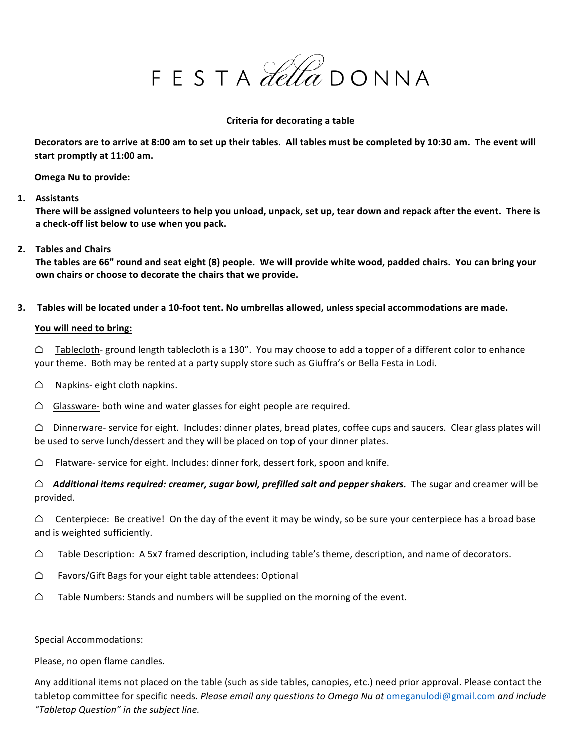# FESTA *della* DONNA

**Criteria for decorating a table**

**Decorators are to arrive at 8:00 am to set up their tables. All tables must be completed by 10:30 am. The event will start promptly at 11:00 am.**

**<u>Omega Nu to provide:</u>**

1. **Assistants**
   **There will be assigned volunteers to help you unload, unpack, set up, tear down and repack after the event. There is a check-off list below to use when you pack.**

2. **Tables and Chairs**
   **The tables are 66" round and seat eight (8) people. We will provide white wood, padded chairs. You can bring your own chairs or choose to decorate the chairs that we provide.**

3. **Tables will be located under a 10-foot tent. No umbrellas allowed, unless special accommodations are made.**

**<u>You will need to bring:</u>**

- ☐ <u>Tablecloth</u>- ground length tablecloth is a 130". You may choose to add a topper of a different color to enhance your theme. Both may be rented at a party supply store such as Giuffra's or Bella Festa in Lodi.
- ☐ <u>Napkins-</u> eight cloth napkins.
- ☐ <u>Glassware-</u> both wine and water glasses for eight people are required.
- ☐ <u>Dinnerware-</u> service for eight. Includes: dinner plates, bread plates, coffee cups and saucers. Clear glass plates will be used to serve lunch/dessert and they will be placed on top of your dinner plates.
- ☐ <u>Flatware</u>- service for eight. Includes: dinner fork, dessert fork, spoon and knife.
- ☐ ***<u>Additional items</u> required: creamer, sugar bowl, prefilled salt and pepper shakers.*** The sugar and creamer will be provided.
- ☐ <u>Centerpiece</u>: Be creative! On the day of the event it may be windy, so be sure your centerpiece has a broad base and is weighted sufficiently.
- ☐ <u>Table Description:</u> A 5x7 framed description, including table's theme, description, and name of decorators.
- ☐ <u>Favors/Gift Bags for your eight table attendees:</u> Optional
- ☐ <u>Table Numbers:</u> Stands and numbers will be supplied on the morning of the event.

<u>Special Accommodations:</u>

Please, no open flame candles.

Any additional items not placed on the table (such as side tables, canopies, etc.) need prior approval. Please contact the tabletop committee for specific needs. *Please email any questions to Omega Nu at* omeganulodi@gmail.com *and include "Tabletop Question" in the subject line.*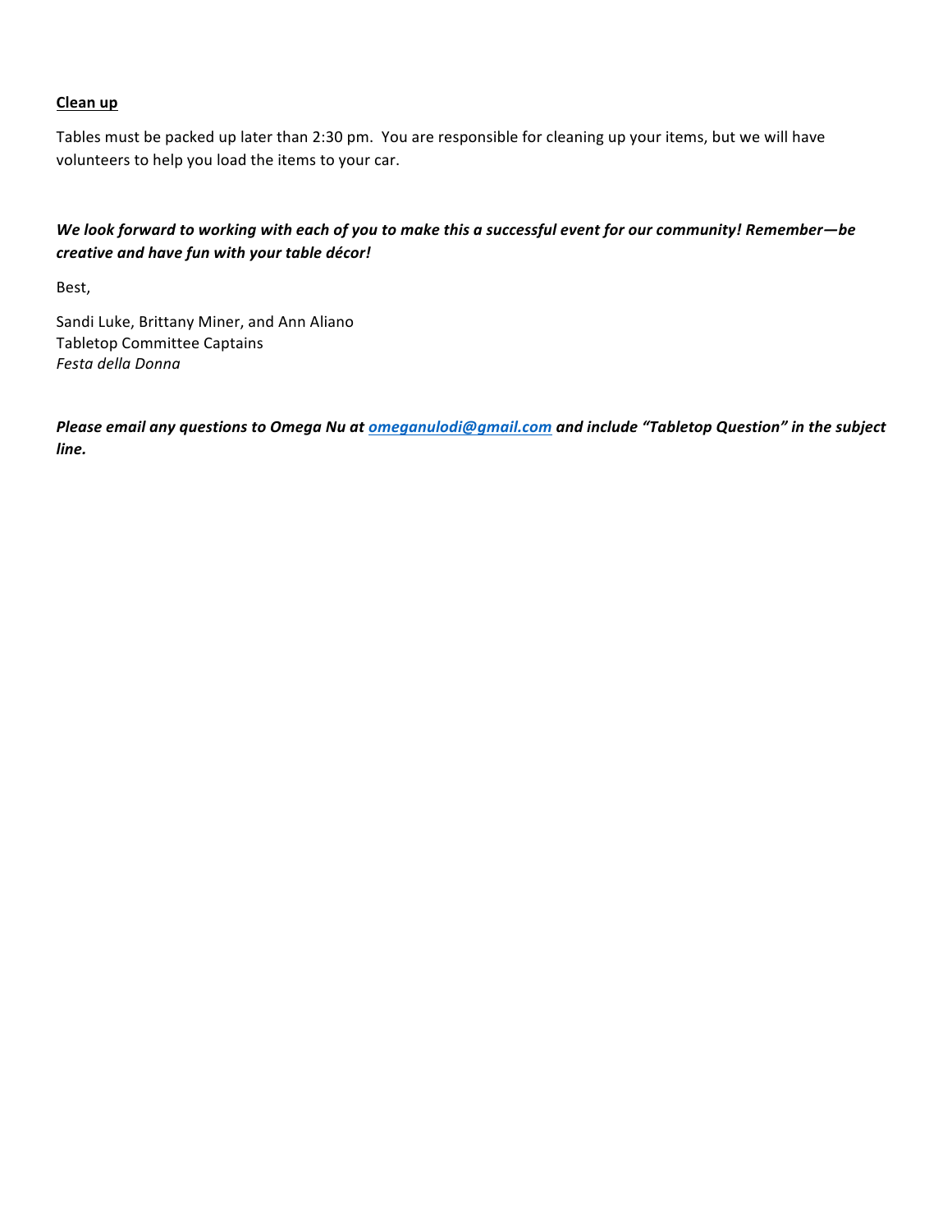**Clean up**

Tables must be packed up later than 2:30 pm. You are responsible for cleaning up your items, but we will have volunteers to help you load the items to your car.

***We look forward to working with each of you to make this a successful event for our community! Remember—be creative and have fun with your table décor!***

Best,

Sandi Luke, Brittany Miner, and Ann Aliano
Tabletop Committee Captains
*Festa della Donna*

***Please email any questions to Omega Nu at [omeganulodi@gmail.com](mailto:omeganulodi@gmail.com) and include "Tabletop Question" in the subject line.***